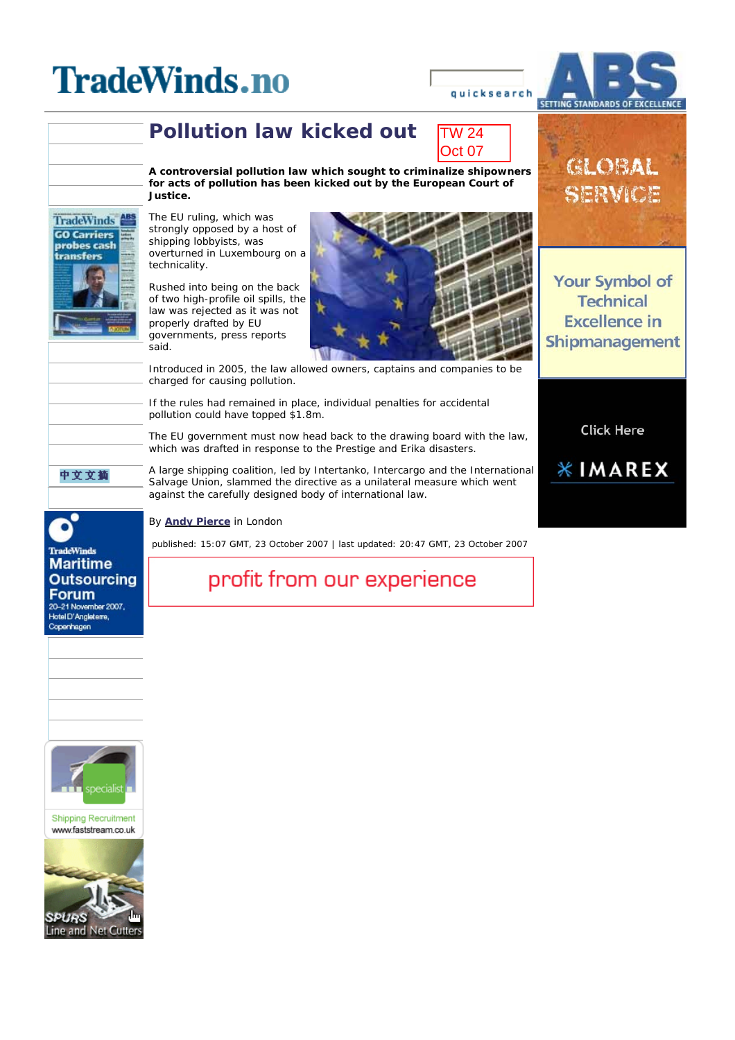# Pollution law kicked out

TW 24 Oct 07

**A controversial pollution law which sought to criminalize shipowners for acts of pollution has been kicked out by the European Court of Justice.**

The EU ruling, which was strongly opposed by a host of shipping lobbyists, was overturned in Luxembourg on a technicality.

Rushed into being on the back of two high-profile oil spills, the law was rejected as it was not properly drafted by EU governments, press reports said.

Introduced in 2005, the law allowed owners, captains and companies to be charged for causing pollution.

If the rules had remained in place, individual penalties for accidental pollution could have topped $1.8m.

The EU government must now head back to the drawing board with the law, which was drafted in response to the Prestige and Erika disasters.

A large shipping coalition, led by Intertanko, Intercargo and the International Salvage Union, slammed the directive as a unilateral measure which went against the carefully designed body of international law.

By **Andy Pierce** in London

published: 15:07 GMT, 23 October 2007 | last updated: 20:47 GMT, 23 October 2007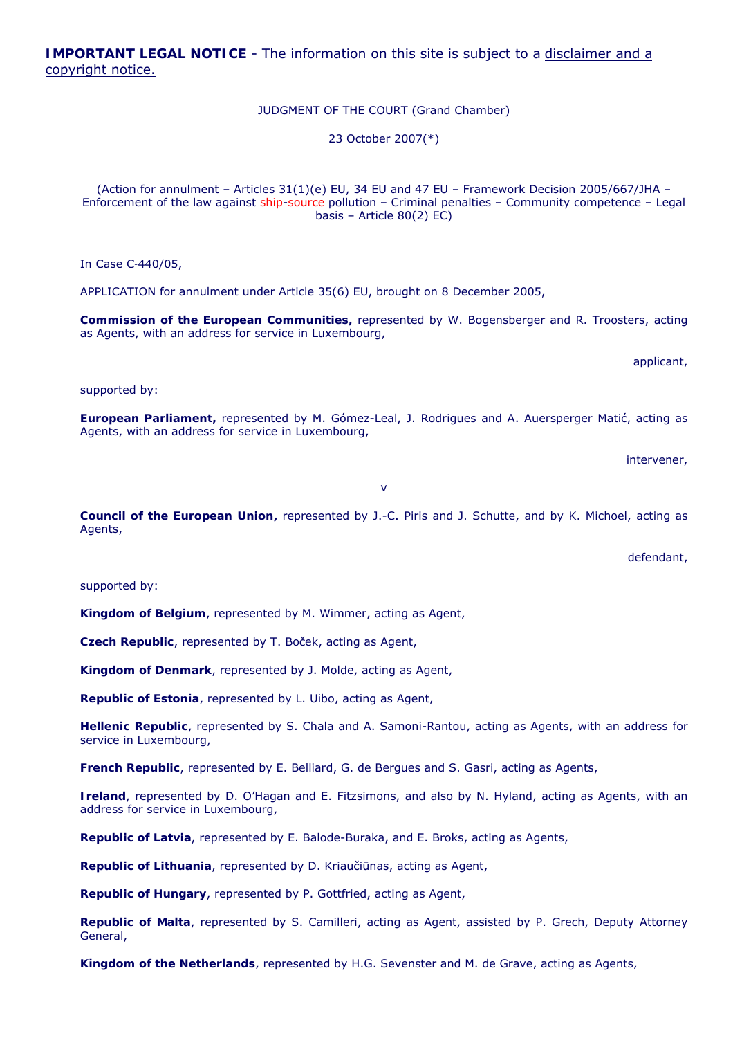**IMPORTANT LEGAL NOTICE** - The information on this site is subject to a disclaimer and a copyright notice.

JUDGMENT OF THE COURT (Grand Chamber)

23 October 2007(*)

(Action for annulment – Articles 31(1)(e) EU, 34 EU and 47 EU – Framework Decision 2005/667/JHA – Enforcement of the law against ship-source pollution – Criminal penalties – Community competence – Legal basis – Article 80(2) EC)

In Case C‑440/05,

APPLICATION for annulment under Article 35(6) EU, brought on 8 December 2005,

**Commission of the European Communities,** represented by W. Bogensberger and R. Troosters, acting as Agents, with an address for service in Luxembourg,

applicant,

supported by:

**European Parliament,** represented by M. Gómez-Leal, J. Rodrigues and A. Auersperger Matić, acting as Agents, with an address for service in Luxembourg,

intervener,

v

**Council of the European Union,** represented by J.-C. Piris and J. Schutte, and by K. Michoel, acting as Agents,

defendant,

supported by:

**Kingdom of Belgium**, represented by M. Wimmer, acting as Agent,

**Czech Republic**, represented by T. Boček, acting as Agent,

**Kingdom of Denmark**, represented by J. Molde, acting as Agent,

**Republic of Estonia**, represented by L. Uibo, acting as Agent,

**Hellenic Republic**, represented by S. Chala and A. Samoni-Rantou, acting as Agents, with an address for service in Luxembourg,

**French Republic**, represented by E. Belliard, G. de Bergues and S. Gasri, acting as Agents,

**Ireland**, represented by D. O'Hagan and E. Fitzsimons, and also by N. Hyland, acting as Agents, with an address for service in Luxembourg,

**Republic of Latvia**, represented by E. Balode-Buraka, and E. Broks, acting as Agents,

**Republic of Lithuania**, represented by D. Kriaučiūnas, acting as Agent,

**Republic of Hungary**, represented by P. Gottfried, acting as Agent,

**Republic of Malta**, represented by S. Camilleri, acting as Agent, assisted by P. Grech, Deputy Attorney General,

**Kingdom of the Netherlands**, represented by H.G. Sevenster and M. de Grave, acting as Agents,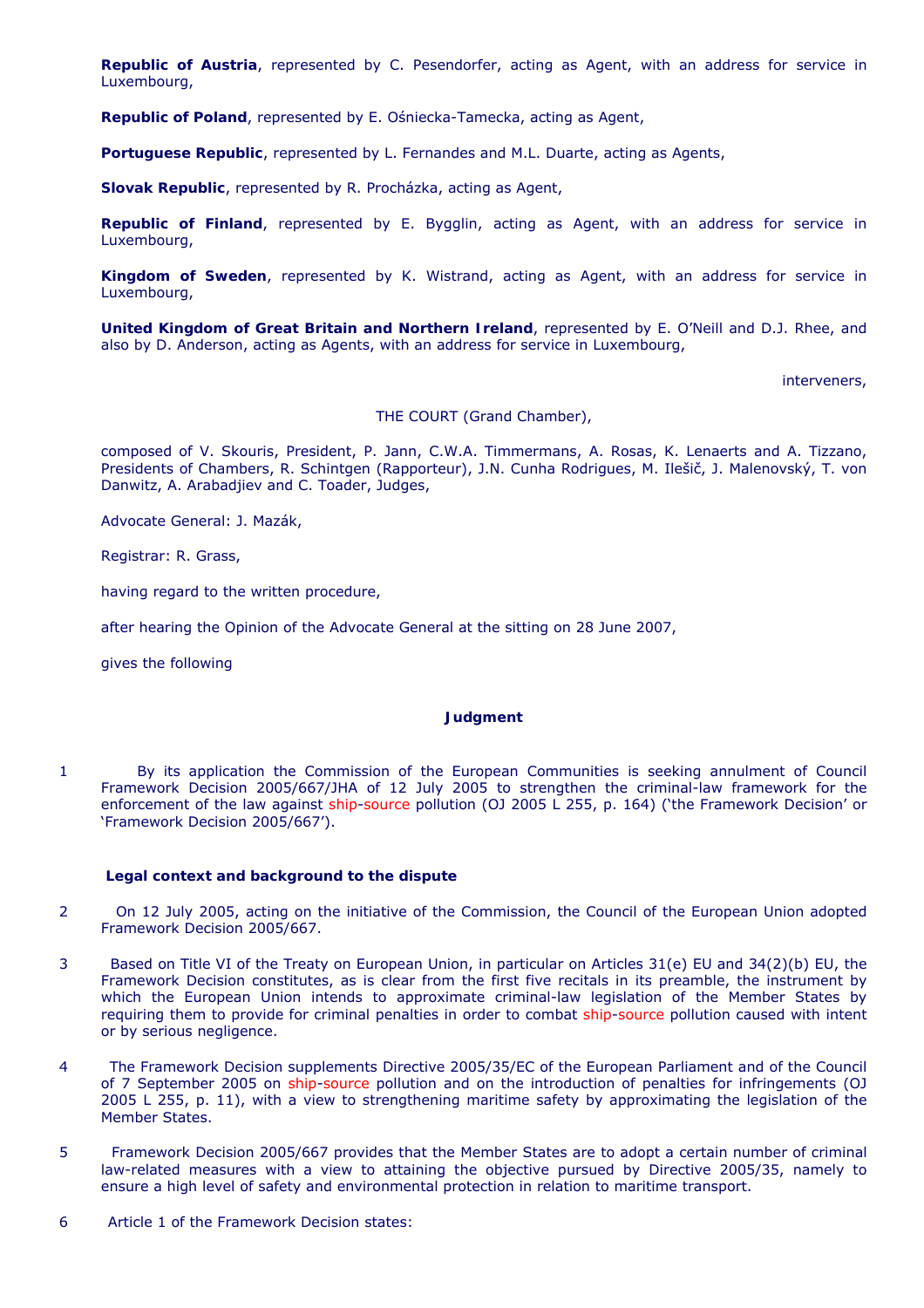**Republic of Austria**, represented by C. Pesendorfer, acting as Agent, with an address for service in Luxembourg,

**Republic of Poland**, represented by E. Ośniecka-Tamecka, acting as Agent,

**Portuguese Republic**, represented by L. Fernandes and M.L. Duarte, acting as Agents,

**Slovak Republic**, represented by R. Procházka, acting as Agent,

**Republic of Finland**, represented by E. Bygglin, acting as Agent, with an address for service in Luxembourg,

**Kingdom of Sweden**, represented by K. Wistrand, acting as Agent, with an address for service in Luxembourg,

**United Kingdom of Great Britain and Northern Ireland**, represented by E. O'Neill and D.J. Rhee, and also by D. Anderson, acting as Agents, with an address for service in Luxembourg,

interveners,

THE COURT (Grand Chamber),

composed of V. Skouris, President, P. Jann, C.W.A. Timmermans, A. Rosas, K. Lenaerts and A. Tizzano, Presidents of Chambers, R. Schintgen (Rapporteur), J.N. Cunha Rodrigues, M. Ilešič, J. Malenovský, T. von Danwitz, A. Arabadjiev and C. Toader, Judges,

Advocate General: J. Mazák,

Registrar: R. Grass,

having regard to the written procedure,

after hearing the Opinion of the Advocate General at the sitting on 28 June 2007,

gives the following

## Judgment

1 By its application the Commission of the European Communities is seeking annulment of Council Framework Decision 2005/667/JHA of 12 July 2005 to strengthen the criminal-law framework for the enforcement of the law against ship-source pollution (OJ 2005 L 255, p. 164) ('the Framework Decision' or 'Framework Decision 2005/667').

### Legal context and background to the dispute

2 On 12 July 2005, acting on the initiative of the Commission, the Council of the European Union adopted Framework Decision 2005/667.

3 Based on Title VI of the Treaty on European Union, in particular on Articles 31(e) EU and 34(2)(b) EU, the Framework Decision constitutes, as is clear from the first five recitals in its preamble, the instrument by which the European Union intends to approximate criminal-law legislation of the Member States by requiring them to provide for criminal penalties in order to combat ship-source pollution caused with intent or by serious negligence.

4 The Framework Decision supplements Directive 2005/35/EC of the European Parliament and of the Council of 7 September 2005 on ship-source pollution and on the introduction of penalties for infringements (OJ 2005 L 255, p. 11), with a view to strengthening maritime safety by approximating the legislation of the Member States.

5 Framework Decision 2005/667 provides that the Member States are to adopt a certain number of criminal law-related measures with a view to attaining the objective pursued by Directive 2005/35, namely to ensure a high level of safety and environmental protection in relation to maritime transport.

6 Article 1 of the Framework Decision states: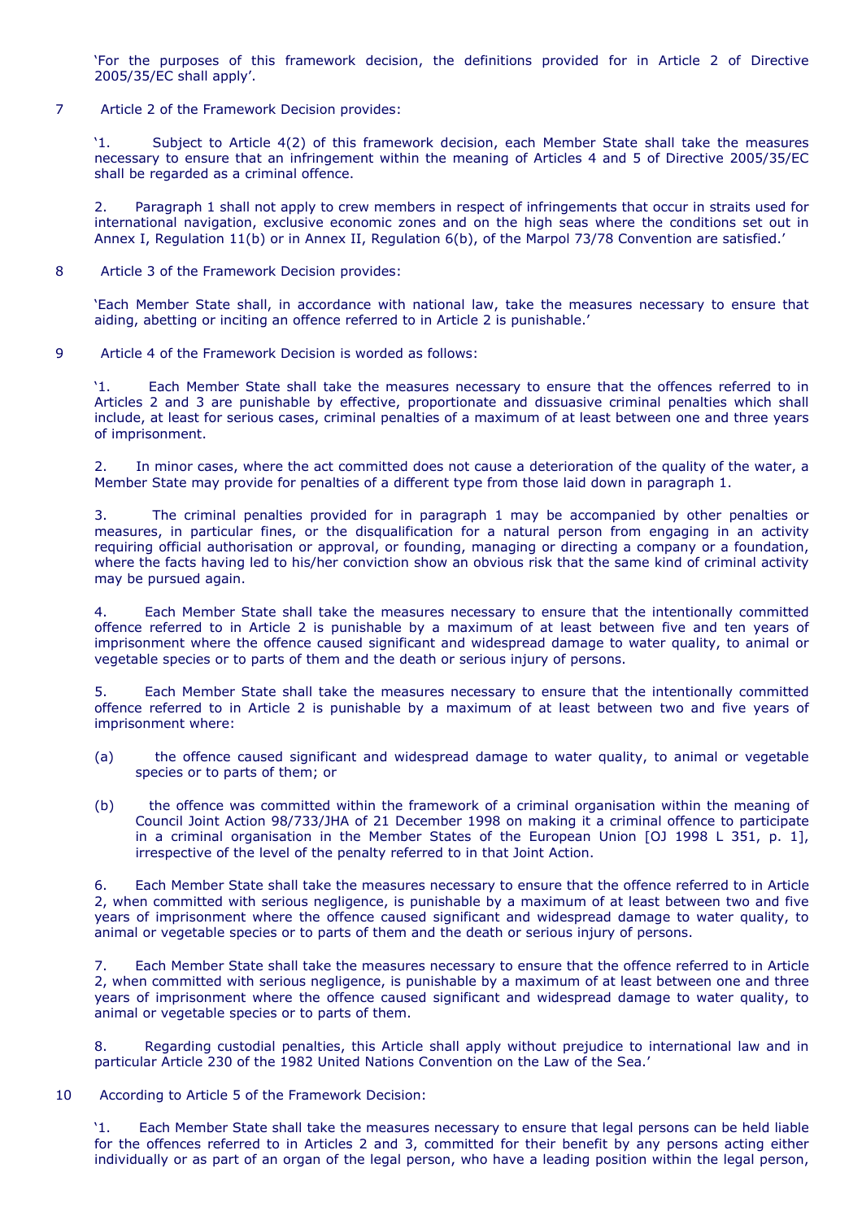'For the purposes of this framework decision, the definitions provided for in Article 2 of Directive 2005/35/EC shall apply'.

7 Article 2 of the Framework Decision provides:

'1. Subject to Article 4(2) of this framework decision, each Member State shall take the measures necessary to ensure that an infringement within the meaning of Articles 4 and 5 of Directive 2005/35/EC shall be regarded as a criminal offence.

2. Paragraph 1 shall not apply to crew members in respect of infringements that occur in straits used for international navigation, exclusive economic zones and on the high seas where the conditions set out in Annex I, Regulation 11(b) or in Annex II, Regulation 6(b), of the Marpol 73/78 Convention are satisfied.'

8 Article 3 of the Framework Decision provides:

'Each Member State shall, in accordance with national law, take the measures necessary to ensure that aiding, abetting or inciting an offence referred to in Article 2 is punishable.'

9 Article 4 of the Framework Decision is worded as follows:

'1. Each Member State shall take the measures necessary to ensure that the offences referred to in Articles 2 and 3 are punishable by effective, proportionate and dissuasive criminal penalties which shall include, at least for serious cases, criminal penalties of a maximum of at least between one and three years of imprisonment.

2. In minor cases, where the act committed does not cause a deterioration of the quality of the water, a Member State may provide for penalties of a different type from those laid down in paragraph 1.

3. The criminal penalties provided for in paragraph 1 may be accompanied by other penalties or measures, in particular fines, or the disqualification for a natural person from engaging in an activity requiring official authorisation or approval, or founding, managing or directing a company or a foundation, where the facts having led to his/her conviction show an obvious risk that the same kind of criminal activity may be pursued again.

4. Each Member State shall take the measures necessary to ensure that the intentionally committed offence referred to in Article 2 is punishable by a maximum of at least between five and ten years of imprisonment where the offence caused significant and widespread damage to water quality, to animal or vegetable species or to parts of them and the death or serious injury of persons.

5. Each Member State shall take the measures necessary to ensure that the intentionally committed offence referred to in Article 2 is punishable by a maximum of at least between two and five years of imprisonment where:

(a) the offence caused significant and widespread damage to water quality, to animal or vegetable species or to parts of them; or

(b) the offence was committed within the framework of a criminal organisation within the meaning of Council Joint Action 98/733/JHA of 21 December 1998 on making it a criminal offence to participate in a criminal organisation in the Member States of the European Union [OJ 1998 L 351, p. 1], irrespective of the level of the penalty referred to in that Joint Action.

6. Each Member State shall take the measures necessary to ensure that the offence referred to in Article 2, when committed with serious negligence, is punishable by a maximum of at least between two and five years of imprisonment where the offence caused significant and widespread damage to water quality, to animal or vegetable species or to parts of them and the death or serious injury of persons.

7. Each Member State shall take the measures necessary to ensure that the offence referred to in Article 2, when committed with serious negligence, is punishable by a maximum of at least between one and three years of imprisonment where the offence caused significant and widespread damage to water quality, to animal or vegetable species or to parts of them.

8. Regarding custodial penalties, this Article shall apply without prejudice to international law and in particular Article 230 of the 1982 United Nations Convention on the Law of the Sea.'

10 According to Article 5 of the Framework Decision:

'1. Each Member State shall take the measures necessary to ensure that legal persons can be held liable for the offences referred to in Articles 2 and 3, committed for their benefit by any persons acting either individually or as part of an organ of the legal person, who have a leading position within the legal person,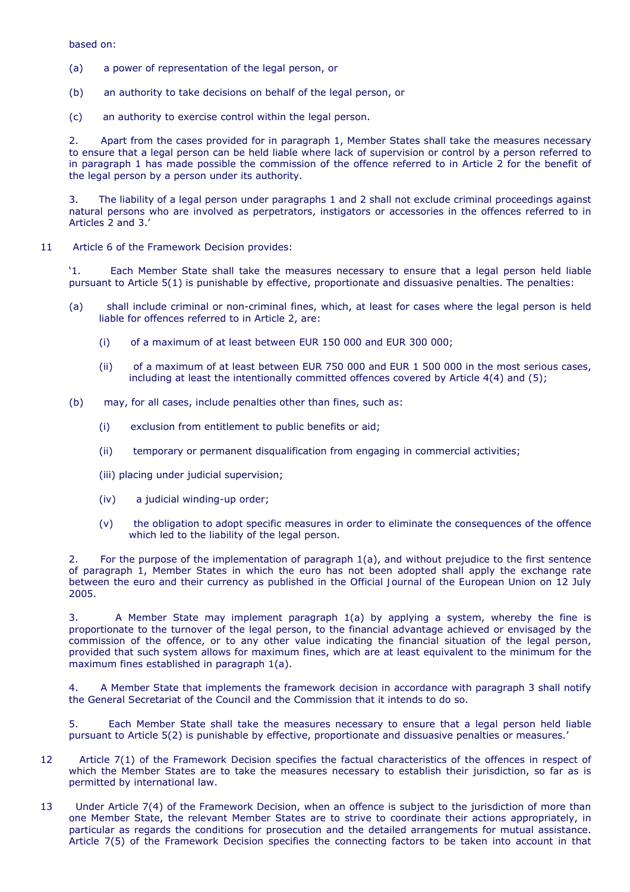based on:

(a) a power of representation of the legal person, or

(b) an authority to take decisions on behalf of the legal person, or

(c) an authority to exercise control within the legal person.

2. Apart from the cases provided for in paragraph 1, Member States shall take the measures necessary to ensure that a legal person can be held liable where lack of supervision or control by a person referred to in paragraph 1 has made possible the commission of the offence referred to in Article 2 for the benefit of the legal person by a person under its authority.

3. The liability of a legal person under paragraphs 1 and 2 shall not exclude criminal proceedings against natural persons who are involved as perpetrators, instigators or accessories in the offences referred to in Articles 2 and 3.'

11 Article 6 of the Framework Decision provides:

'1. Each Member State shall take the measures necessary to ensure that a legal person held liable pursuant to Article 5(1) is punishable by effective, proportionate and dissuasive penalties. The penalties:

(a) shall include criminal or non-criminal fines, which, at least for cases where the legal person is held liable for offences referred to in Article 2, are:

(i) of a maximum of at least between EUR 150 000 and EUR 300 000;

(ii) of a maximum of at least between EUR 750 000 and EUR 1 500 000 in the most serious cases, including at least the intentionally committed offences covered by Article 4(4) and (5);

(b) may, for all cases, include penalties other than fines, such as:

(i) exclusion from entitlement to public benefits or aid;

(ii) temporary or permanent disqualification from engaging in commercial activities;

(iii) placing under judicial supervision;

(iv) a judicial winding-up order;

(v) the obligation to adopt specific measures in order to eliminate the consequences of the offence which led to the liability of the legal person.

2. For the purpose of the implementation of paragraph 1(a), and without prejudice to the first sentence of paragraph 1, Member States in which the euro has not been adopted shall apply the exchange rate between the euro and their currency as published in the Official Journal of the European Union on 12 July 2005.

3. A Member State may implement paragraph 1(a) by applying a system, whereby the fine is proportionate to the turnover of the legal person, to the financial advantage achieved or envisaged by the commission of the offence, or to any other value indicating the financial situation of the legal person, provided that such system allows for maximum fines, which are at least equivalent to the minimum for the maximum fines established in paragraph 1(a).

4. A Member State that implements the framework decision in accordance with paragraph 3 shall notify the General Secretariat of the Council and the Commission that it intends to do so.

5. Each Member State shall take the measures necessary to ensure that a legal person held liable pursuant to Article 5(2) is punishable by effective, proportionate and dissuasive penalties or measures.'

12 Article 7(1) of the Framework Decision specifies the factual characteristics of the offences in respect of which the Member States are to take the measures necessary to establish their jurisdiction, so far as is permitted by international law.

13 Under Article 7(4) of the Framework Decision, when an offence is subject to the jurisdiction of more than one Member State, the relevant Member States are to strive to coordinate their actions appropriately, in particular as regards the conditions for prosecution and the detailed arrangements for mutual assistance. Article 7(5) of the Framework Decision specifies the connecting factors to be taken into account in that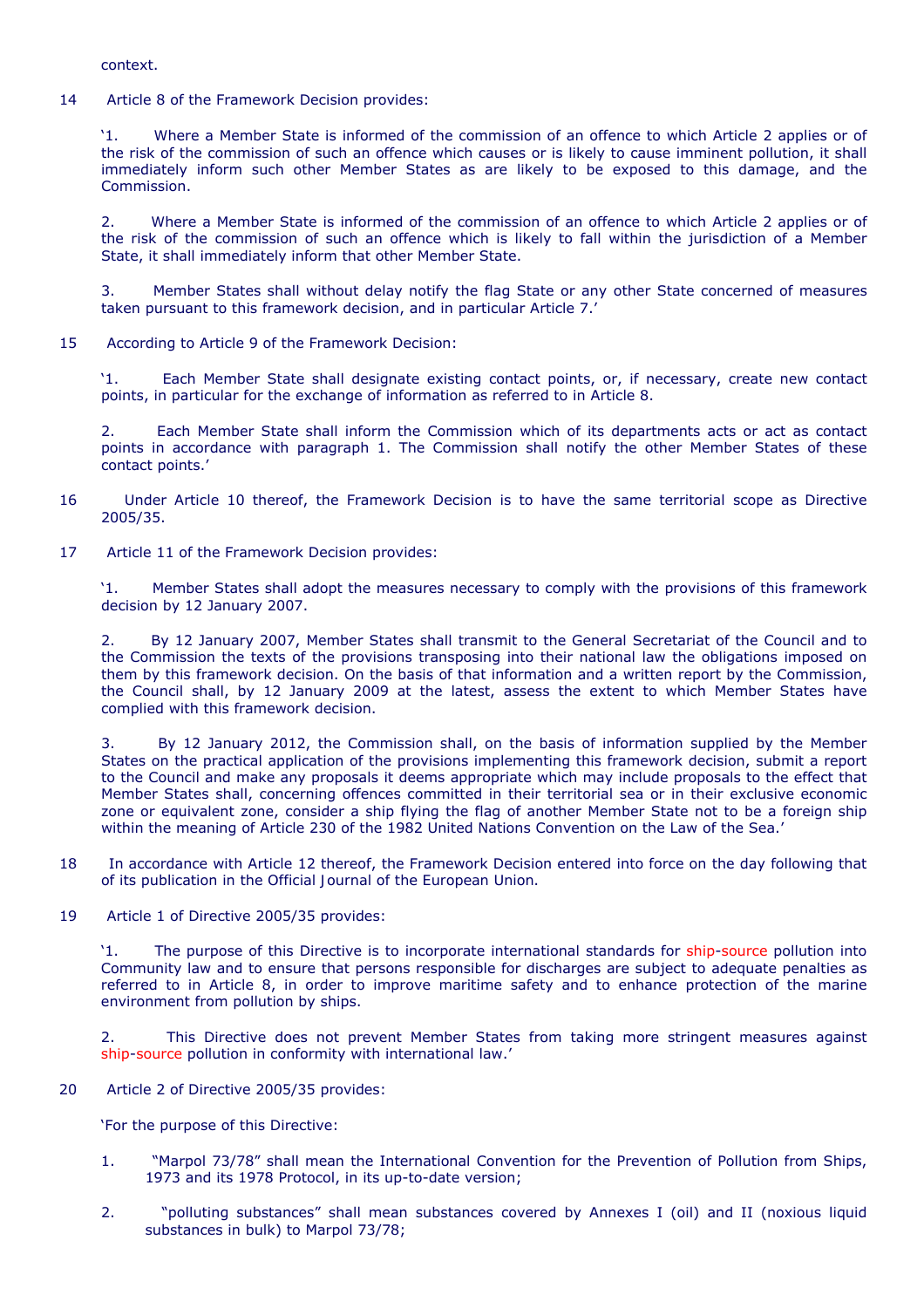context.

14 Article 8 of the Framework Decision provides:

'1. Where a Member State is informed of the commission of an offence to which Article 2 applies or of the risk of the commission of such an offence which causes or is likely to cause imminent pollution, it shall immediately inform such other Member States as are likely to be exposed to this damage, and the Commission.

2. Where a Member State is informed of the commission of an offence to which Article 2 applies or of the risk of the commission of such an offence which is likely to fall within the jurisdiction of a Member State, it shall immediately inform that other Member State.

3. Member States shall without delay notify the flag State or any other State concerned of measures taken pursuant to this framework decision, and in particular Article 7.'

15 According to Article 9 of the Framework Decision:

'1. Each Member State shall designate existing contact points, or, if necessary, create new contact points, in particular for the exchange of information as referred to in Article 8.

2. Each Member State shall inform the Commission which of its departments acts or act as contact points in accordance with paragraph 1. The Commission shall notify the other Member States of these contact points.'

16 Under Article 10 thereof, the Framework Decision is to have the same territorial scope as Directive 2005/35.

17 Article 11 of the Framework Decision provides:

'1. Member States shall adopt the measures necessary to comply with the provisions of this framework decision by 12 January 2007.

2. By 12 January 2007, Member States shall transmit to the General Secretariat of the Council and to the Commission the texts of the provisions transposing into their national law the obligations imposed on them by this framework decision. On the basis of that information and a written report by the Commission, the Council shall, by 12 January 2009 at the latest, assess the extent to which Member States have complied with this framework decision.

3. By 12 January 2012, the Commission shall, on the basis of information supplied by the Member States on the practical application of the provisions implementing this framework decision, submit a report to the Council and make any proposals it deems appropriate which may include proposals to the effect that Member States shall, concerning offences committed in their territorial sea or in their exclusive economic zone or equivalent zone, consider a ship flying the flag of another Member State not to be a foreign ship within the meaning of Article 230 of the 1982 United Nations Convention on the Law of the Sea.'

18 In accordance with Article 12 thereof, the Framework Decision entered into force on the day following that of its publication in the Official Journal of the European Union.

19 Article 1 of Directive 2005/35 provides:

'1. The purpose of this Directive is to incorporate international standards for ship-source pollution into Community law and to ensure that persons responsible for discharges are subject to adequate penalties as referred to in Article 8, in order to improve maritime safety and to enhance protection of the marine environment from pollution by ships.

2. This Directive does not prevent Member States from taking more stringent measures against ship-source pollution in conformity with international law.'

20 Article 2 of Directive 2005/35 provides:

'For the purpose of this Directive:

1. "Marpol 73/78" shall mean the International Convention for the Prevention of Pollution from Ships, 1973 and its 1978 Protocol, in its up-to-date version;

2. "polluting substances" shall mean substances covered by Annexes I (oil) and II (noxious liquid substances in bulk) to Marpol 73/78;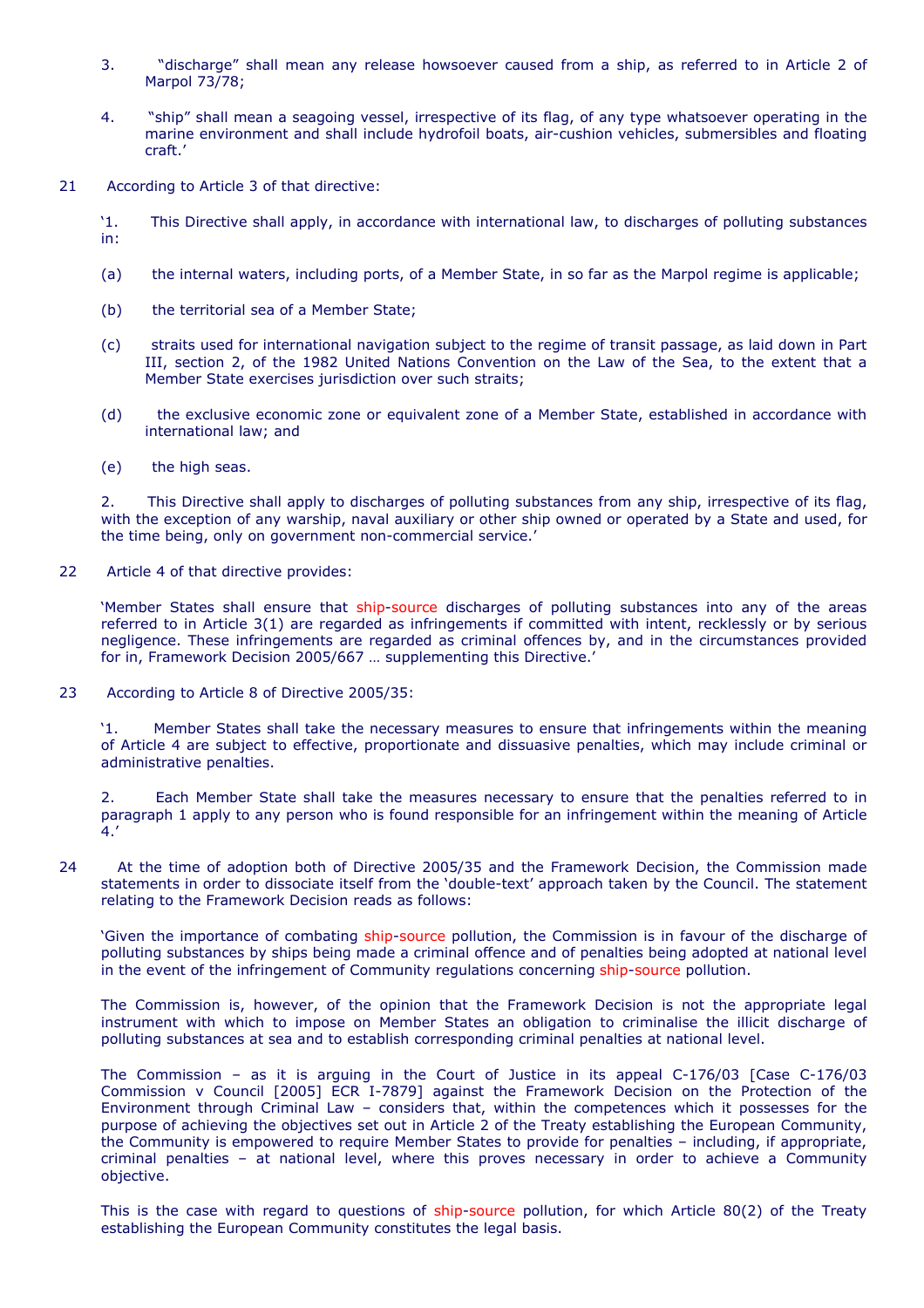3. “discharge” shall mean any release howsoever caused from a ship, as referred to in Article 2 of Marpol 73/78;

4. “ship” shall mean a seagoing vessel, irrespective of its flag, of any type whatsoever operating in the marine environment and shall include hydrofoil boats, air-cushion vehicles, submersibles and floating craft.’

21 According to Article 3 of that directive:

‘1. This Directive shall apply, in accordance with international law, to discharges of polluting substances in:

(a) the internal waters, including ports, of a Member State, in so far as the Marpol regime is applicable;

(b) the territorial sea of a Member State;

(c) straits used for international navigation subject to the regime of transit passage, as laid down in Part III, section 2, of the 1982 United Nations Convention on the Law of the Sea, to the extent that a Member State exercises jurisdiction over such straits;

(d) the exclusive economic zone or equivalent zone of a Member State, established in accordance with international law; and

(e) the high seas.

2. This Directive shall apply to discharges of polluting substances from any ship, irrespective of its flag, with the exception of any warship, naval auxiliary or other ship owned or operated by a State and used, for the time being, only on government non-commercial service.’

22 Article 4 of that directive provides:

‘Member States shall ensure that ship-source discharges of polluting substances into any of the areas referred to in Article 3(1) are regarded as infringements if committed with intent, recklessly or by serious negligence. These infringements are regarded as criminal offences by, and in the circumstances provided for in, Framework Decision 2005/667 … supplementing this Directive.’

23 According to Article 8 of Directive 2005/35:

‘1. Member States shall take the necessary measures to ensure that infringements within the meaning of Article 4 are subject to effective, proportionate and dissuasive penalties, which may include criminal or administrative penalties.

2. Each Member State shall take the measures necessary to ensure that the penalties referred to in paragraph 1 apply to any person who is found responsible for an infringement within the meaning of Article 4.’

24 At the time of adoption both of Directive 2005/35 and the Framework Decision, the Commission made statements in order to dissociate itself from the ‘double-text’ approach taken by the Council. The statement relating to the Framework Decision reads as follows:

‘Given the importance of combating ship-source pollution, the Commission is in favour of the discharge of polluting substances by ships being made a criminal offence and of penalties being adopted at national level in the event of the infringement of Community regulations concerning ship-source pollution.

The Commission is, however, of the opinion that the Framework Decision is not the appropriate legal instrument with which to impose on Member States an obligation to criminalise the illicit discharge of polluting substances at sea and to establish corresponding criminal penalties at national level.

The Commission – as it is arguing in the Court of Justice in its appeal C-176/03 [Case C-176/03 Commission v Council [2005] ECR I-7879] against the Framework Decision on the Protection of the Environment through Criminal Law – considers that, within the competences which it possesses for the purpose of achieving the objectives set out in Article 2 of the Treaty establishing the European Community, the Community is empowered to require Member States to provide for penalties – including, if appropriate, criminal penalties – at national level, where this proves necessary in order to achieve a Community objective.

This is the case with regard to questions of ship-source pollution, for which Article 80(2) of the Treaty establishing the European Community constitutes the legal basis.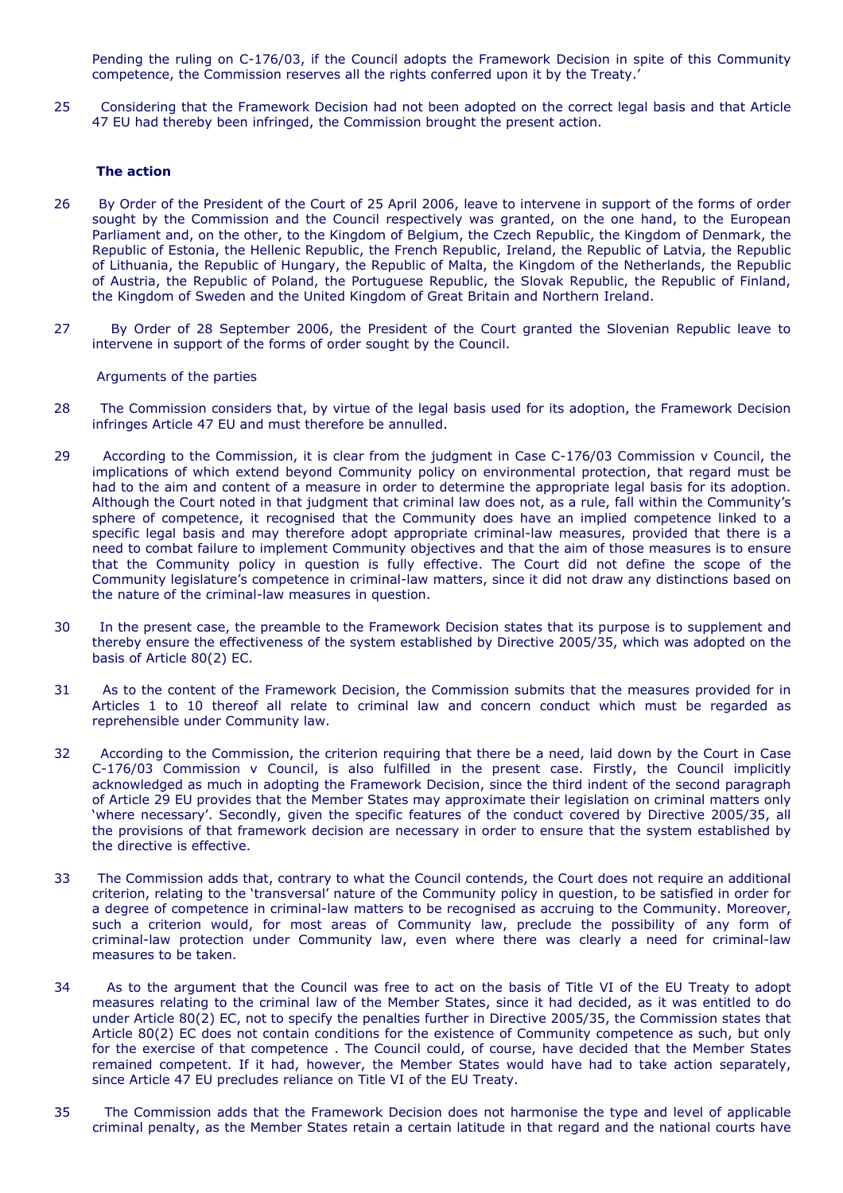Pending the ruling on C-176/03, if the Council adopts the Framework Decision in spite of this Community competence, the Commission reserves all the rights conferred upon it by the Treaty.'

25 Considering that the Framework Decision had not been adopted on the correct legal basis and that Article 47 EU had thereby been infringed, the Commission brought the present action.

**The action**

26 By Order of the President of the Court of 25 April 2006, leave to intervene in support of the forms of order sought by the Commission and the Council respectively was granted, on the one hand, to the European Parliament and, on the other, to the Kingdom of Belgium, the Czech Republic, the Kingdom of Denmark, the Republic of Estonia, the Hellenic Republic, the French Republic, Ireland, the Republic of Latvia, the Republic of Lithuania, the Republic of Hungary, the Republic of Malta, the Kingdom of the Netherlands, the Republic of Austria, the Republic of Poland, the Portuguese Republic, the Slovak Republic, the Republic of Finland, the Kingdom of Sweden and the United Kingdom of Great Britain and Northern Ireland.

27 By Order of 28 September 2006, the President of the Court granted the Slovenian Republic leave to intervene in support of the forms of order sought by the Council.

Arguments of the parties

28 The Commission considers that, by virtue of the legal basis used for its adoption, the Framework Decision infringes Article 47 EU and must therefore be annulled.

29 According to the Commission, it is clear from the judgment in Case C-176/03 Commission v Council, the implications of which extend beyond Community policy on environmental protection, that regard must be had to the aim and content of a measure in order to determine the appropriate legal basis for its adoption. Although the Court noted in that judgment that criminal law does not, as a rule, fall within the Community's sphere of competence, it recognised that the Community does have an implied competence linked to a specific legal basis and may therefore adopt appropriate criminal-law measures, provided that there is a need to combat failure to implement Community objectives and that the aim of those measures is to ensure that the Community policy in question is fully effective. The Court did not define the scope of the Community legislature's competence in criminal-law matters, since it did not draw any distinctions based on the nature of the criminal-law measures in question.

30 In the present case, the preamble to the Framework Decision states that its purpose is to supplement and thereby ensure the effectiveness of the system established by Directive 2005/35, which was adopted on the basis of Article 80(2) EC.

31 As to the content of the Framework Decision, the Commission submits that the measures provided for in Articles 1 to 10 thereof all relate to criminal law and concern conduct which must be regarded as reprehensible under Community law.

32 According to the Commission, the criterion requiring that there be a need, laid down by the Court in Case C-176/03 Commission v Council, is also fulfilled in the present case. Firstly, the Council implicitly acknowledged as much in adopting the Framework Decision, since the third indent of the second paragraph of Article 29 EU provides that the Member States may approximate their legislation on criminal matters only 'where necessary'. Secondly, given the specific features of the conduct covered by Directive 2005/35, all the provisions of that framework decision are necessary in order to ensure that the system established by the directive is effective.

33 The Commission adds that, contrary to what the Council contends, the Court does not require an additional criterion, relating to the 'transversal' nature of the Community policy in question, to be satisfied in order for a degree of competence in criminal-law matters to be recognised as accruing to the Community. Moreover, such a criterion would, for most areas of Community law, preclude the possibility of any form of criminal-law protection under Community law, even where there was clearly a need for criminal-law measures to be taken.

34 As to the argument that the Council was free to act on the basis of Title VI of the EU Treaty to adopt measures relating to the criminal law of the Member States, since it had decided, as it was entitled to do under Article 80(2) EC, not to specify the penalties further in Directive 2005/35, the Commission states that Article 80(2) EC does not contain conditions for the existence of Community competence as such, but only for the exercise of that competence . The Council could, of course, have decided that the Member States remained competent. If it had, however, the Member States would have had to take action separately, since Article 47 EU precludes reliance on Title VI of the EU Treaty.

35 The Commission adds that the Framework Decision does not harmonise the type and level of applicable criminal penalty, as the Member States retain a certain latitude in that regard and the national courts have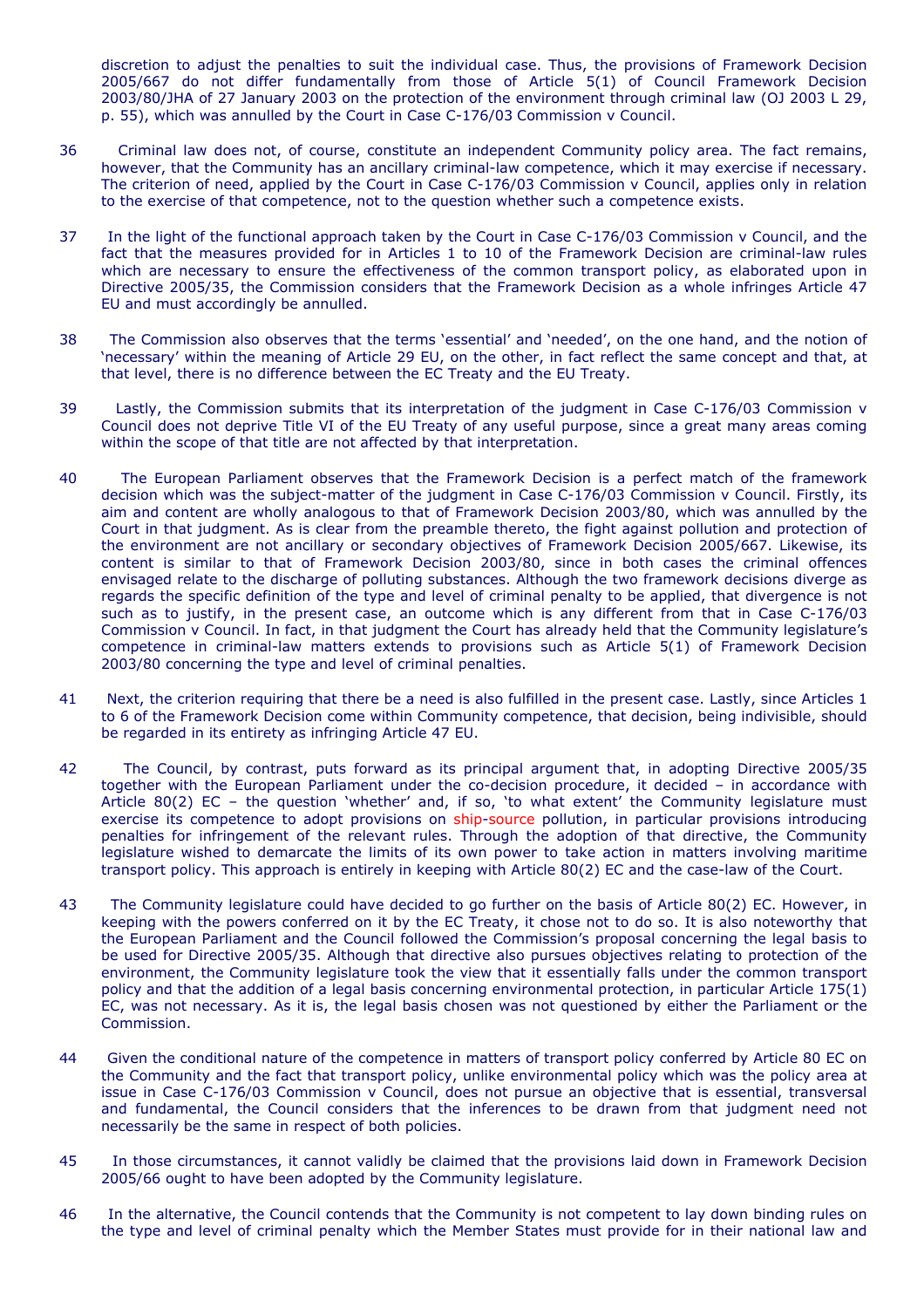discretion to adjust the penalties to suit the individual case. Thus, the provisions of Framework Decision 2005/667 do not differ fundamentally from those of Article 5(1) of Council Framework Decision 2003/80/JHA of 27 January 2003 on the protection of the environment through criminal law (OJ 2003 L 29, p. 55), which was annulled by the Court in Case C-176/03 Commission v Council.

36 Criminal law does not, of course, constitute an independent Community policy area. The fact remains, however, that the Community has an ancillary criminal-law competence, which it may exercise if necessary. The criterion of need, applied by the Court in Case C-176/03 Commission v Council, applies only in relation to the exercise of that competence, not to the question whether such a competence exists.

37 In the light of the functional approach taken by the Court in Case C-176/03 Commission v Council, and the fact that the measures provided for in Articles 1 to 10 of the Framework Decision are criminal-law rules which are necessary to ensure the effectiveness of the common transport policy, as elaborated upon in Directive 2005/35, the Commission considers that the Framework Decision as a whole infringes Article 47 EU and must accordingly be annulled.

38 The Commission also observes that the terms 'essential' and 'needed', on the one hand, and the notion of 'necessary' within the meaning of Article 29 EU, on the other, in fact reflect the same concept and that, at that level, there is no difference between the EC Treaty and the EU Treaty.

39 Lastly, the Commission submits that its interpretation of the judgment in Case C-176/03 Commission v Council does not deprive Title VI of the EU Treaty of any useful purpose, since a great many areas coming within the scope of that title are not affected by that interpretation.

40 The European Parliament observes that the Framework Decision is a perfect match of the framework decision which was the subject-matter of the judgment in Case C-176/03 Commission v Council. Firstly, its aim and content are wholly analogous to that of Framework Decision 2003/80, which was annulled by the Court in that judgment. As is clear from the preamble thereto, the fight against pollution and protection of the environment are not ancillary or secondary objectives of Framework Decision 2005/667. Likewise, its content is similar to that of Framework Decision 2003/80, since in both cases the criminal offences envisaged relate to the discharge of polluting substances. Although the two framework decisions diverge as regards the specific definition of the type and level of criminal penalty to be applied, that divergence is not such as to justify, in the present case, an outcome which is any different from that in Case C-176/03 Commission v Council. In fact, in that judgment the Court has already held that the Community legislature's competence in criminal-law matters extends to provisions such as Article 5(1) of Framework Decision 2003/80 concerning the type and level of criminal penalties.

41 Next, the criterion requiring that there be a need is also fulfilled in the present case. Lastly, since Articles 1 to 6 of the Framework Decision come within Community competence, that decision, being indivisible, should be regarded in its entirety as infringing Article 47 EU.

42 The Council, by contrast, puts forward as its principal argument that, in adopting Directive 2005/35 together with the European Parliament under the co-decision procedure, it decided – in accordance with Article 80(2) EC – the question 'whether' and, if so, 'to what extent' the Community legislature must exercise its competence to adopt provisions on ship-source pollution, in particular provisions introducing penalties for infringement of the relevant rules. Through the adoption of that directive, the Community legislature wished to demarcate the limits of its own power to take action in matters involving maritime transport policy. This approach is entirely in keeping with Article 80(2) EC and the case-law of the Court.

43 The Community legislature could have decided to go further on the basis of Article 80(2) EC. However, in keeping with the powers conferred on it by the EC Treaty, it chose not to do so. It is also noteworthy that the European Parliament and the Council followed the Commission's proposal concerning the legal basis to be used for Directive 2005/35. Although that directive also pursues objectives relating to protection of the environment, the Community legislature took the view that it essentially falls under the common transport policy and that the addition of a legal basis concerning environmental protection, in particular Article 175(1) EC, was not necessary. As it is, the legal basis chosen was not questioned by either the Parliament or the Commission.

44 Given the conditional nature of the competence in matters of transport policy conferred by Article 80 EC on the Community and the fact that transport policy, unlike environmental policy which was the policy area at issue in Case C-176/03 Commission v Council, does not pursue an objective that is essential, transversal and fundamental, the Council considers that the inferences to be drawn from that judgment need not necessarily be the same in respect of both policies.

45 In those circumstances, it cannot validly be claimed that the provisions laid down in Framework Decision 2005/66 ought to have been adopted by the Community legislature.

46 In the alternative, the Council contends that the Community is not competent to lay down binding rules on the type and level of criminal penalty which the Member States must provide for in their national law and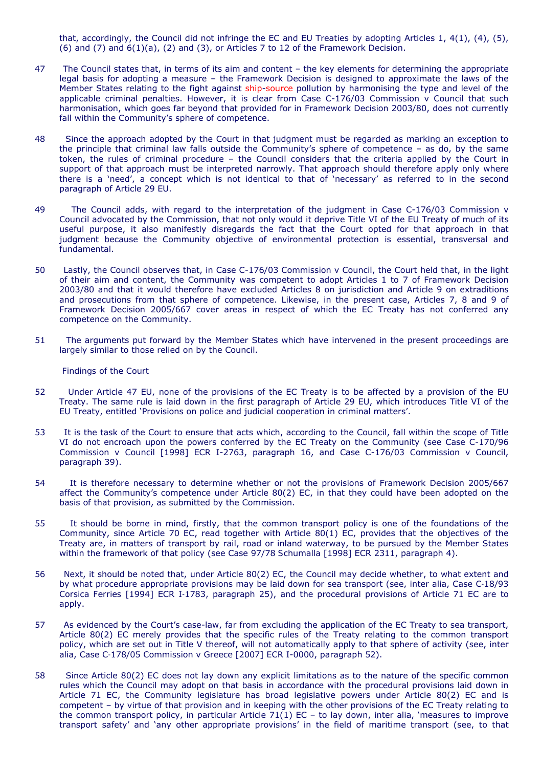that, accordingly, the Council did not infringe the EC and EU Treaties by adopting Articles 1, 4(1), (4), (5), (6) and (7) and 6(1)(a), (2) and (3), or Articles 7 to 12 of the Framework Decision.

47 The Council states that, in terms of its aim and content – the key elements for determining the appropriate legal basis for adopting a measure – the Framework Decision is designed to approximate the laws of the Member States relating to the fight against ship-source pollution by harmonising the type and level of the applicable criminal penalties. However, it is clear from Case C-176/03 Commission v Council that such harmonisation, which goes far beyond that provided for in Framework Decision 2003/80, does not currently fall within the Community's sphere of competence.

48 Since the approach adopted by the Court in that judgment must be regarded as marking an exception to the principle that criminal law falls outside the Community's sphere of competence – as do, by the same token, the rules of criminal procedure – the Council considers that the criteria applied by the Court in support of that approach must be interpreted narrowly. That approach should therefore apply only where there is a 'need', a concept which is not identical to that of 'necessary' as referred to in the second paragraph of Article 29 EU.

49 The Council adds, with regard to the interpretation of the judgment in Case C-176/03 Commission v Council advocated by the Commission, that not only would it deprive Title VI of the EU Treaty of much of its useful purpose, it also manifestly disregards the fact that the Court opted for that approach in that judgment because the Community objective of environmental protection is essential, transversal and fundamental.

50 Lastly, the Council observes that, in Case C-176/03 Commission v Council, the Court held that, in the light of their aim and content, the Community was competent to adopt Articles 1 to 7 of Framework Decision 2003/80 and that it would therefore have excluded Articles 8 on jurisdiction and Article 9 on extraditions and prosecutions from that sphere of competence. Likewise, in the present case, Articles 7, 8 and 9 of Framework Decision 2005/667 cover areas in respect of which the EC Treaty has not conferred any competence on the Community.

51 The arguments put forward by the Member States which have intervened in the present proceedings are largely similar to those relied on by the Council.

Findings of the Court

52 Under Article 47 EU, none of the provisions of the EC Treaty is to be affected by a provision of the EU Treaty. The same rule is laid down in the first paragraph of Article 29 EU, which introduces Title VI of the EU Treaty, entitled 'Provisions on police and judicial cooperation in criminal matters'.

53 It is the task of the Court to ensure that acts which, according to the Council, fall within the scope of Title VI do not encroach upon the powers conferred by the EC Treaty on the Community (see Case C-170/96 Commission v Council [1998] ECR I-2763, paragraph 16, and Case C-176/03 Commission v Council, paragraph 39).

54 It is therefore necessary to determine whether or not the provisions of Framework Decision 2005/667 affect the Community's competence under Article 80(2) EC, in that they could have been adopted on the basis of that provision, as submitted by the Commission.

55 It should be borne in mind, firstly, that the common transport policy is one of the foundations of the Community, since Article 70 EC, read together with Article 80(1) EC, provides that the objectives of the Treaty are, in matters of transport by rail, road or inland waterway, to be pursued by the Member States within the framework of that policy (see Case 97/78 Schumalla [1998] ECR 2311, paragraph 4).

56 Next, it should be noted that, under Article 80(2) EC, the Council may decide whether, to what extent and by what procedure appropriate provisions may be laid down for sea transport (see, inter alia, Case C-18/93 Corsica Ferries [1994] ECR I-1783, paragraph 25), and the procedural provisions of Article 71 EC are to apply.

57 As evidenced by the Court's case-law, far from excluding the application of the EC Treaty to sea transport, Article 80(2) EC merely provides that the specific rules of the Treaty relating to the common transport policy, which are set out in Title V thereof, will not automatically apply to that sphere of activity (see, inter alia, Case C-178/05 Commission v Greece [2007] ECR I-0000, paragraph 52).

58 Since Article 80(2) EC does not lay down any explicit limitations as to the nature of the specific common rules which the Council may adopt on that basis in accordance with the procedural provisions laid down in Article 71 EC, the Community legislature has broad legislative powers under Article 80(2) EC and is competent – by virtue of that provision and in keeping with the other provisions of the EC Treaty relating to the common transport policy, in particular Article 71(1) EC – to lay down, inter alia, 'measures to improve transport safety' and 'any other appropriate provisions' in the field of maritime transport (see, to that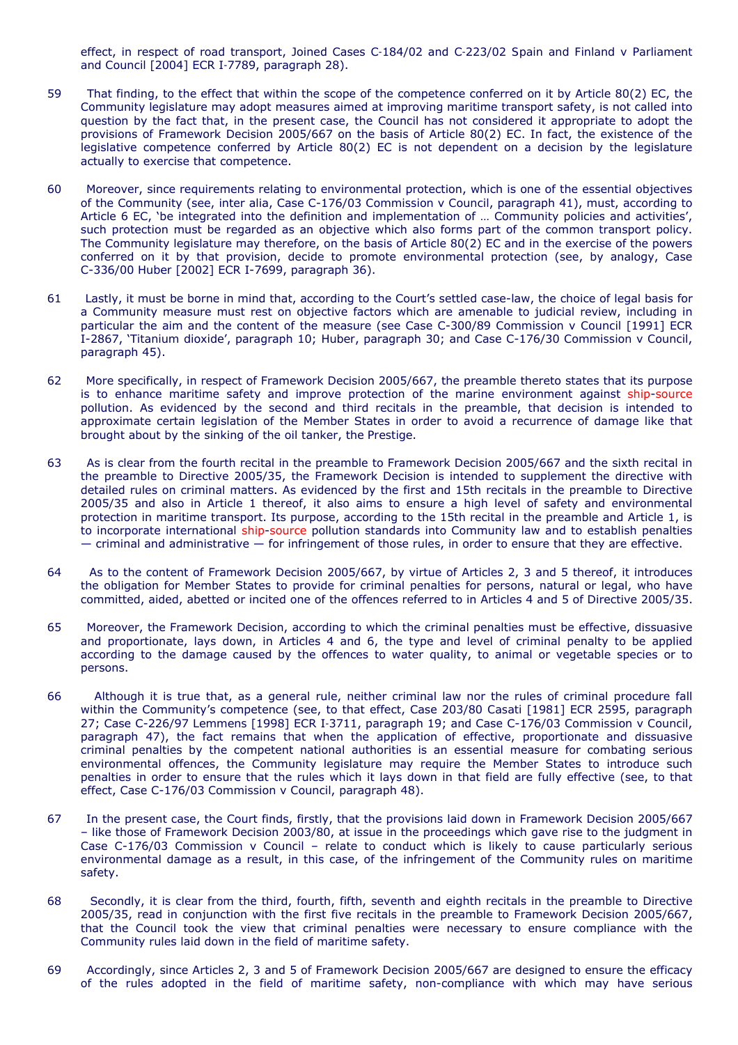effect, in respect of road transport, Joined Cases C‑184/02 and C‑223/02 Spain and Finland v Parliament and Council [2004] ECR I‑7789, paragraph 28).

59 That finding, to the effect that within the scope of the competence conferred on it by Article 80(2) EC, the Community legislature may adopt measures aimed at improving maritime transport safety, is not called into question by the fact that, in the present case, the Council has not considered it appropriate to adopt the provisions of Framework Decision 2005/667 on the basis of Article 80(2) EC. In fact, the existence of the legislative competence conferred by Article 80(2) EC is not dependent on a decision by the legislature actually to exercise that competence.

60 Moreover, since requirements relating to environmental protection, which is one of the essential objectives of the Community (see, inter alia, Case C‑176/03 Commission v Council, paragraph 41), must, according to Article 6 EC, 'be integrated into the definition and implementation of … Community policies and activities', such protection must be regarded as an objective which also forms part of the common transport policy. The Community legislature may therefore, on the basis of Article 80(2) EC and in the exercise of the powers conferred on it by that provision, decide to promote environmental protection (see, by analogy, Case C‑336/00 Huber [2002] ECR I‑7699, paragraph 36).

61 Lastly, it must be borne in mind that, according to the Court's settled case-law, the choice of legal basis for a Community measure must rest on objective factors which are amenable to judicial review, including in particular the aim and the content of the measure (see Case C‑300/89 Commission v Council [1991] ECR I‑2867, 'Titanium dioxide', paragraph 10; Huber, paragraph 30; and Case C‑176/30 Commission v Council, paragraph 45).

62 More specifically, in respect of Framework Decision 2005/667, the preamble thereto states that its purpose is to enhance maritime safety and improve protection of the marine environment against ship-source pollution. As evidenced by the second and third recitals in the preamble, that decision is intended to approximate certain legislation of the Member States in order to avoid a recurrence of damage like that brought about by the sinking of the oil tanker, the Prestige.

63 As is clear from the fourth recital in the preamble to Framework Decision 2005/667 and the sixth recital in the preamble to Directive 2005/35, the Framework Decision is intended to supplement the directive with detailed rules on criminal matters. As evidenced by the first and 15th recitals in the preamble to Directive 2005/35 and also in Article 1 thereof, it also aims to ensure a high level of safety and environmental protection in maritime transport. Its purpose, according to the 15th recital in the preamble and Article 1, is to incorporate international ship-source pollution standards into Community law and to establish penalties — criminal and administrative — for infringement of those rules, in order to ensure that they are effective.

64 As to the content of Framework Decision 2005/667, by virtue of Articles 2, 3 and 5 thereof, it introduces the obligation for Member States to provide for criminal penalties for persons, natural or legal, who have committed, aided, abetted or incited one of the offences referred to in Articles 4 and 5 of Directive 2005/35.

65 Moreover, the Framework Decision, according to which the criminal penalties must be effective, dissuasive and proportionate, lays down, in Articles 4 and 6, the type and level of criminal penalty to be applied according to the damage caused by the offences to water quality, to animal or vegetable species or to persons.

66 Although it is true that, as a general rule, neither criminal law nor the rules of criminal procedure fall within the Community's competence (see, to that effect, Case 203/80 Casati [1981] ECR 2595, paragraph 27; Case C‑226/97 Lemmens [1998] ECR I‑3711, paragraph 19; and Case C‑176/03 Commission v Council, paragraph 47), the fact remains that when the application of effective, proportionate and dissuasive criminal penalties by the competent national authorities is an essential measure for combating serious environmental offences, the Community legislature may require the Member States to introduce such penalties in order to ensure that the rules which it lays down in that field are fully effective (see, to that effect, Case C‑176/03 Commission v Council, paragraph 48).

67 In the present case, the Court finds, firstly, that the provisions laid down in Framework Decision 2005/667 – like those of Framework Decision 2003/80, at issue in the proceedings which gave rise to the judgment in Case C‑176/03 Commission v Council – relate to conduct which is likely to cause particularly serious environmental damage as a result, in this case, of the infringement of the Community rules on maritime safety.

68 Secondly, it is clear from the third, fourth, fifth, seventh and eighth recitals in the preamble to Directive 2005/35, read in conjunction with the first five recitals in the preamble to Framework Decision 2005/667, that the Council took the view that criminal penalties were necessary to ensure compliance with the Community rules laid down in the field of maritime safety.

69 Accordingly, since Articles 2, 3 and 5 of Framework Decision 2005/667 are designed to ensure the efficacy of the rules adopted in the field of maritime safety, non-compliance with which may have serious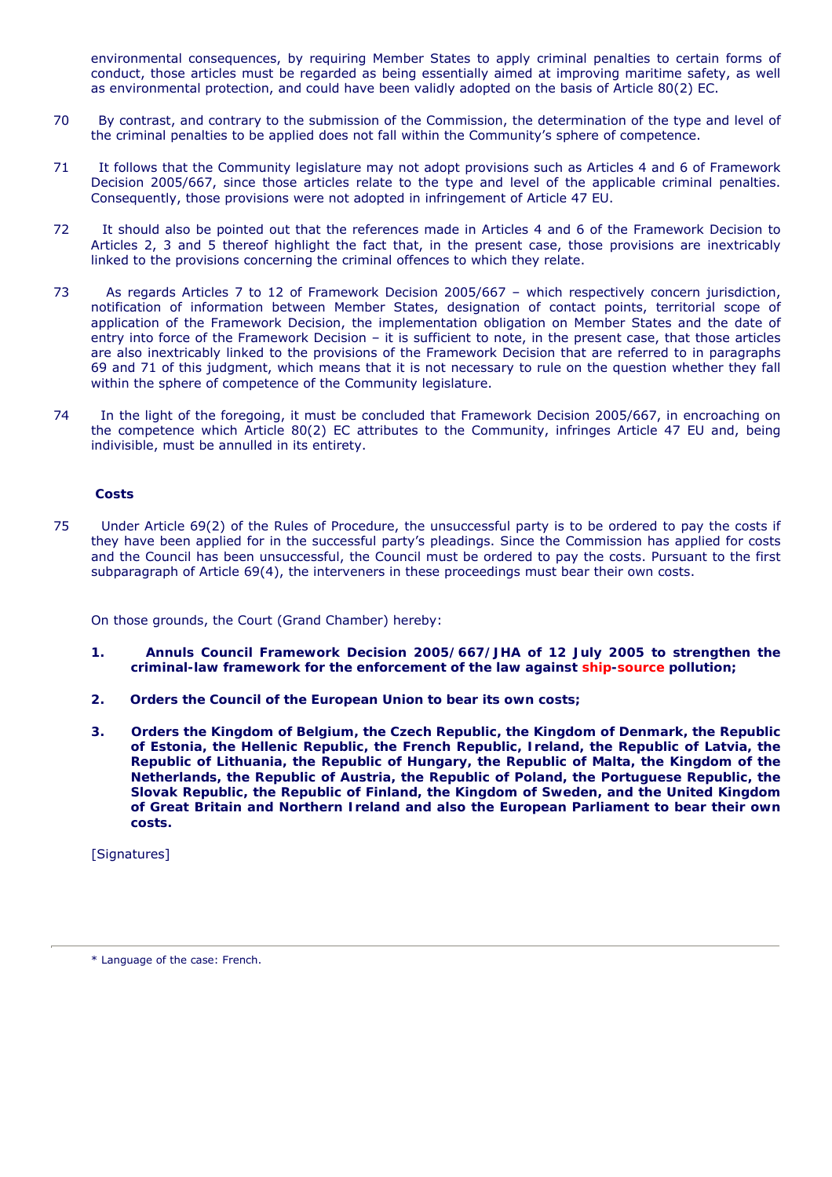environmental consequences, by requiring Member States to apply criminal penalties to certain forms of conduct, those articles must be regarded as being essentially aimed at improving maritime safety, as well as environmental protection, and could have been validly adopted on the basis of Article 80(2) EC.

70 By contrast, and contrary to the submission of the Commission, the determination of the type and level of the criminal penalties to be applied does not fall within the Community's sphere of competence.

71 It follows that the Community legislature may not adopt provisions such as Articles 4 and 6 of Framework Decision 2005/667, since those articles relate to the type and level of the applicable criminal penalties. Consequently, those provisions were not adopted in infringement of Article 47 EU.

72 It should also be pointed out that the references made in Articles 4 and 6 of the Framework Decision to Articles 2, 3 and 5 thereof highlight the fact that, in the present case, those provisions are inextricably linked to the provisions concerning the criminal offences to which they relate.

73 As regards Articles 7 to 12 of Framework Decision 2005/667 – which respectively concern jurisdiction, notification of information between Member States, designation of contact points, territorial scope of application of the Framework Decision, the implementation obligation on Member States and the date of entry into force of the Framework Decision – it is sufficient to note, in the present case, that those articles are also inextricably linked to the provisions of the Framework Decision that are referred to in paragraphs 69 and 71 of this judgment, which means that it is not necessary to rule on the question whether they fall within the sphere of competence of the Community legislature.

74 In the light of the foregoing, it must be concluded that Framework Decision 2005/667, in encroaching on the competence which Article 80(2) EC attributes to the Community, infringes Article 47 EU and, being indivisible, must be annulled in its entirety.

**Costs**

75 Under Article 69(2) of the Rules of Procedure, the unsuccessful party is to be ordered to pay the costs if they have been applied for in the successful party's pleadings. Since the Commission has applied for costs and the Council has been unsuccessful, the Council must be ordered to pay the costs. Pursuant to the first subparagraph of Article 69(4), the interveners in these proceedings must bear their own costs.

On those grounds, the Court (Grand Chamber) hereby:

1. **Annuls Council Framework Decision 2005/667/JHA of 12 July 2005 to strengthen the criminal-law framework for the enforcement of the law against ship-source pollution;**

2. **Orders the Council of the European Union to bear its own costs;**

3. **Orders the Kingdom of Belgium, the Czech Republic, the Kingdom of Denmark, the Republic of Estonia, the Hellenic Republic, the French Republic, Ireland, the Republic of Latvia, the Republic of Lithuania, the Republic of Hungary, the Republic of Malta, the Kingdom of the Netherlands, the Republic of Austria, the Republic of Poland, the Portuguese Republic, the Slovak Republic, the Republic of Finland, the Kingdom of Sweden, and the United Kingdom of Great Britain and Northern Ireland and also the European Parliament to bear their own costs.**

[Signatures]

---

* Language of the case: French.